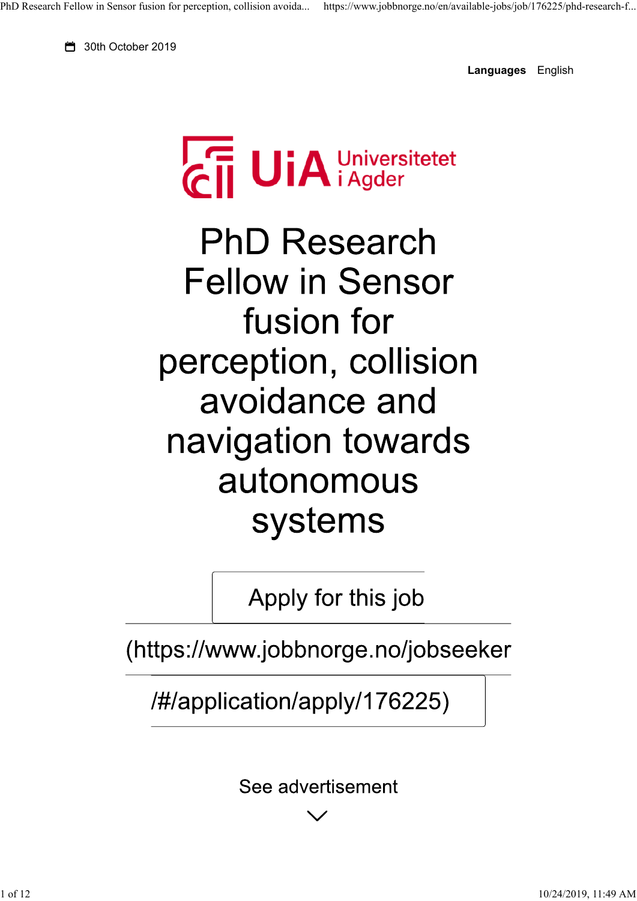30th October 2019

**Languages** English

UiA Universitetet i Agder

# PhD Research Fellow in Sensor fusion for perception, collision avoidance and navigation towards autonomous systems

Apply for this job (https://www.jobbnorge.no/jobseeker/#/application/apply/176225)

See advertisement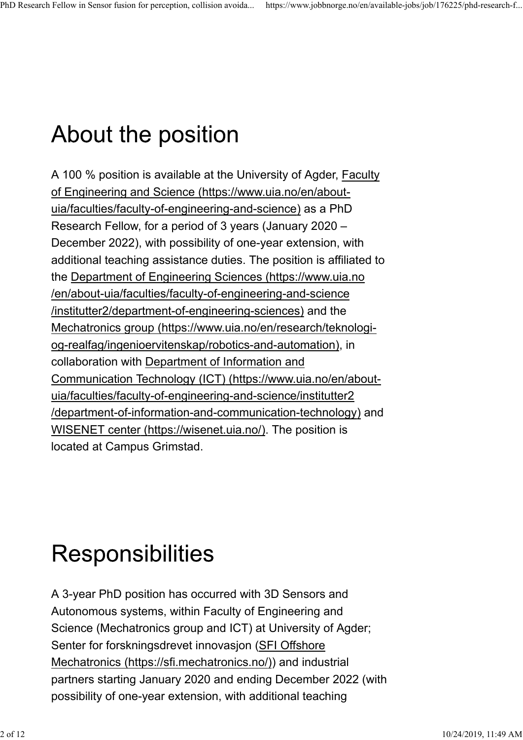# About the position

A 100 % position is available at the University of Agder, Faculty of Engineering and Science (https://www.uia.no/en/about-uia/faculties/faculty-of-engineering-and-science) as a PhD Research Fellow, for a period of 3 years (January 2020 – December 2022), with possibility of one-year extension, with additional teaching assistance duties. The position is affiliated to the Department of Engineering Sciences (https://www.uia.no/en/about-uia/faculties/faculty-of-engineering-and-science/institutter2/department-of-engineering-sciences) and the Mechatronics group (https://www.uia.no/en/research/teknologi-og-realfag/ingenioervitenskap/robotics-and-automation), in collaboration with Department of Information and Communication Technology (ICT) (https://www.uia.no/en/about-uia/faculties/faculty-of-engineering-and-science/institutter2/department-of-information-and-communication-technology) and WISENET center (https://wisenet.uia.no/). The position is located at Campus Grimstad.

# Responsibilities

A 3-year PhD position has occurred with 3D Sensors and Autonomous systems, within Faculty of Engineering and Science (Mechatronics group and ICT) at University of Agder; Senter for forskningsdrevet innovasjon (SFI Offshore Mechatronics (https://sfi.mechatronics.no/)) and industrial partners starting January 2020 and ending December 2022 (with possibility of one-year extension, with additional teaching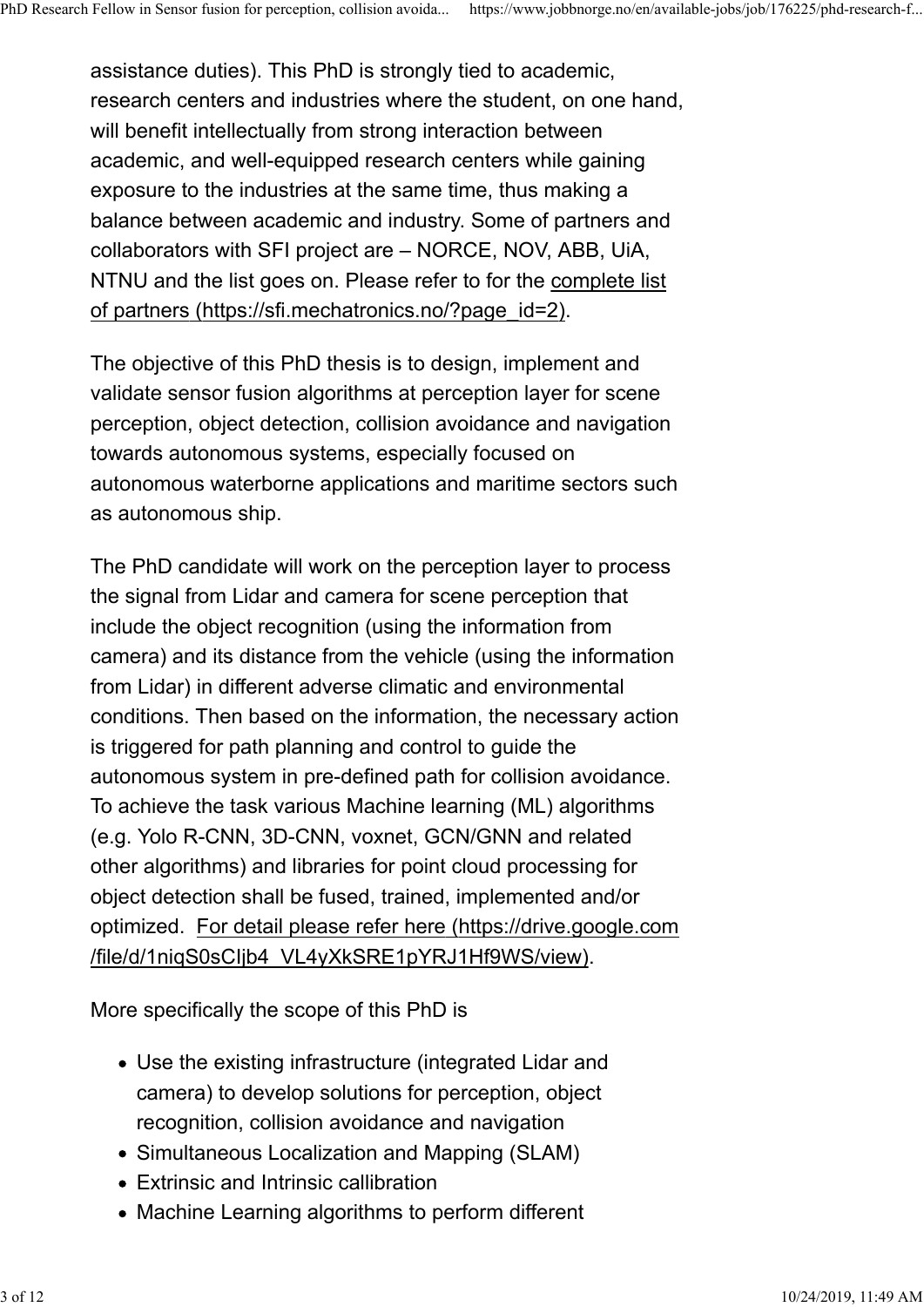assistance duties). This PhD is strongly tied to academic, research centers and industries where the student, on one hand, will benefit intellectually from strong interaction between academic, and well-equipped research centers while gaining exposure to the industries at the same time, thus making a balance between academic and industry. Some of partners and collaborators with SFI project are – NORCE, NOV, ABB, UiA, NTNU and the list goes on. Please refer to for the complete list of partners (https://sfi.mechatronics.no/?page_id=2).

The objective of this PhD thesis is to design, implement and validate sensor fusion algorithms at perception layer for scene perception, object detection, collision avoidance and navigation towards autonomous systems, especially focused on autonomous waterborne applications and maritime sectors such as autonomous ship.

The PhD candidate will work on the perception layer to process the signal from Lidar and camera for scene perception that include the object recognition (using the information from camera) and its distance from the vehicle (using the information from Lidar) in different adverse climatic and environmental conditions. Then based on the information, the necessary action is triggered for path planning and control to guide the autonomous system in pre-defined path for collision avoidance. To achieve the task various Machine learning (ML) algorithms (e.g. Yolo R-CNN, 3D-CNN, voxnet, GCN/GNN and related other algorithms) and libraries for point cloud processing for object detection shall be fused, trained, implemented and/or optimized. For detail please refer here (https://drive.google.com/file/d/1niqS0sCIjb4_VL4yXkSRE1pYRJ1Hf9WS/view).

More specifically the scope of this PhD is

- Use the existing infrastructure (integrated Lidar and camera) to develop solutions for perception, object recognition, collision avoidance and navigation
- Simultaneous Localization and Mapping (SLAM)
- Extrinsic and Intrinsic callibration
- Machine Learning algorithms to perform different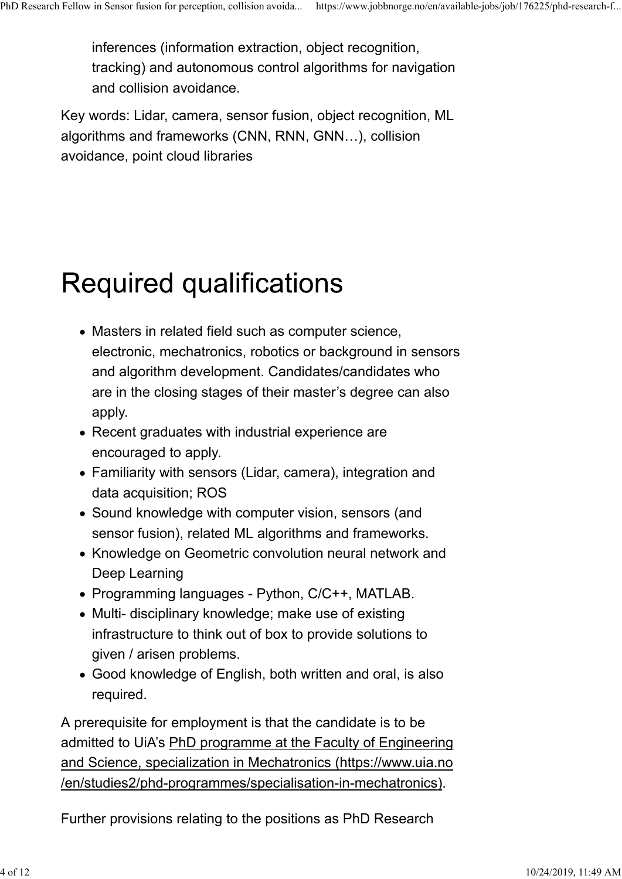inferences (information extraction, object recognition, tracking) and autonomous control algorithms for navigation and collision avoidance.

Key words: Lidar, camera, sensor fusion, object recognition, ML algorithms and frameworks (CNN, RNN, GNN…), collision avoidance, point cloud libraries

# Required qualifications

- Masters in related field such as computer science, electronic, mechatronics, robotics or background in sensors and algorithm development. Candidates/candidates who are in the closing stages of their master's degree can also apply.
- Recent graduates with industrial experience are encouraged to apply.
- Familiarity with sensors (Lidar, camera), integration and data acquisition; ROS
- Sound knowledge with computer vision, sensors (and sensor fusion), related ML algorithms and frameworks.
- Knowledge on Geometric convolution neural network and Deep Learning
- Programming languages - Python, C/C++, MATLAB.
- Multi- disciplinary knowledge; make use of existing infrastructure to think out of box to provide solutions to given / arisen problems.
- Good knowledge of English, both written and oral, is also required.

A prerequisite for employment is that the candidate is to be admitted to UiA's PhD programme at the Faculty of Engineering and Science, specialization in Mechatronics (https://www.uia.no/en/studies2/phd-programmes/specialisation-in-mechatronics).

Further provisions relating to the positions as PhD Research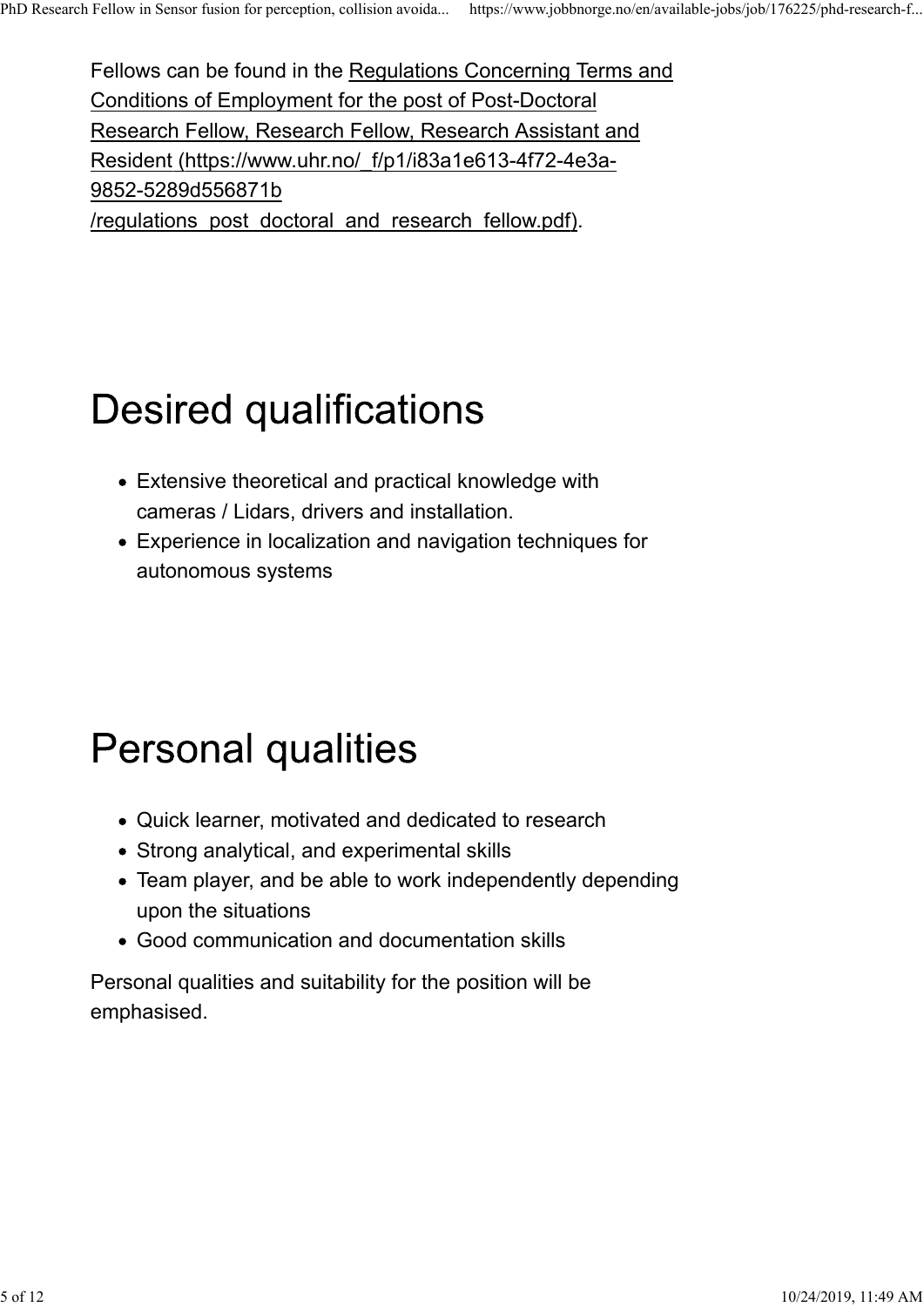Fellows can be found in the [Regulations Concerning Terms and Conditions of Employment for the post of Post-Doctoral Research Fellow, Research Fellow, Research Assistant and Resident (https://www.uhr.no/_f/p1/i83a1e613-4f72-4e3a-9852-5289d556871b/regulations_post_doctoral_and_research_fellow.pdf)](https://www.uhr.no/_f/p1/i83a1e613-4f72-4e3a-9852-5289d556871b/regulations_post_doctoral_and_research_fellow.pdf).

# Desired qualifications

- Extensive theoretical and practical knowledge with cameras / Lidars, drivers and installation.
- Experience in localization and navigation techniques for autonomous systems

# Personal qualities

- Quick learner, motivated and dedicated to research
- Strong analytical, and experimental skills
- Team player, and be able to work independently depending upon the situations
- Good communication and documentation skills

Personal qualities and suitability for the position will be emphasised.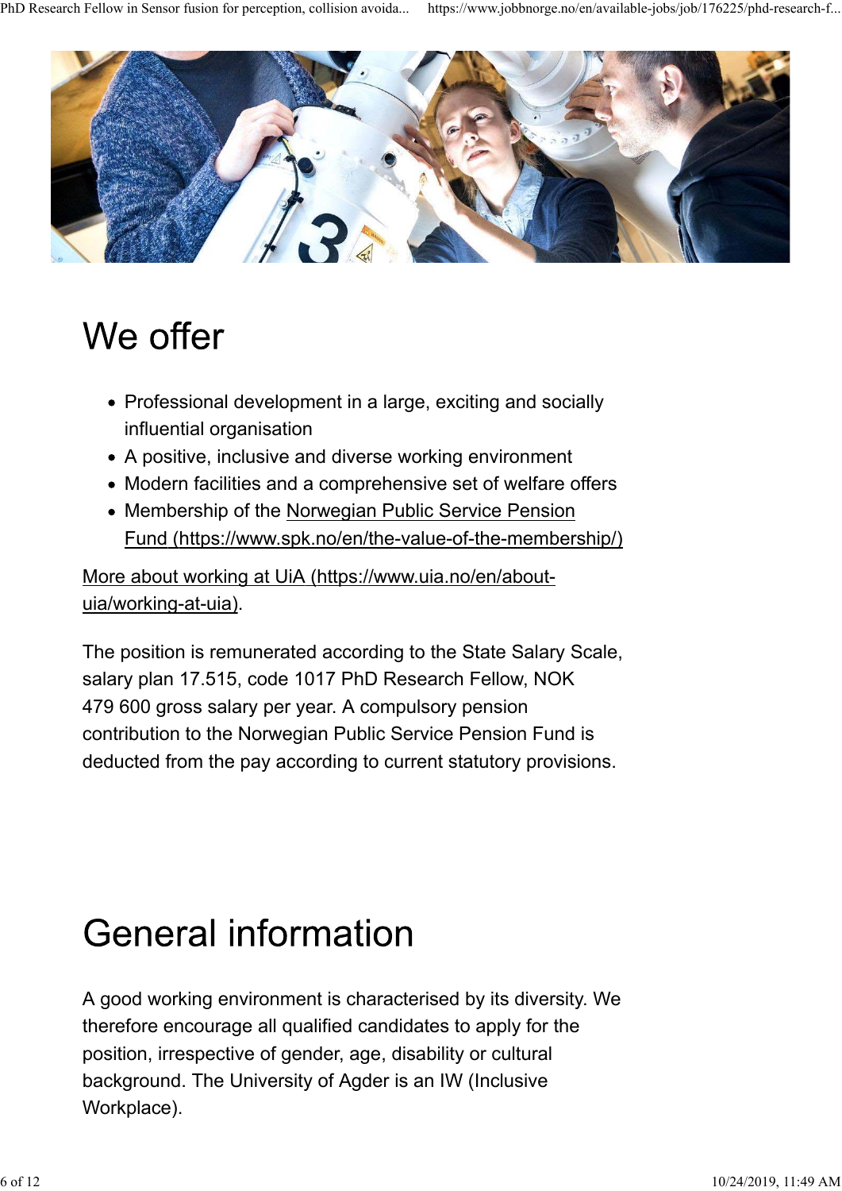# We offer

- Professional development in a large, exciting and socially influential organisation
- A positive, inclusive and diverse working environment
- Modern facilities and a comprehensive set of welfare offers
- Membership of the Norwegian Public Service Pension Fund (https://www.spk.no/en/the-value-of-the-membership/)

More about working at UiA (https://www.uia.no/en/about-uia/working-at-uia).

The position is remunerated according to the State Salary Scale, salary plan 17.515, code 1017 PhD Research Fellow, NOK 479 600 gross salary per year. A compulsory pension contribution to the Norwegian Public Service Pension Fund is deducted from the pay according to current statutory provisions.

# General information

A good working environment is characterised by its diversity. We therefore encourage all qualified candidates to apply for the position, irrespective of gender, age, disability or cultural background. The University of Agder is an IW (Inclusive Workplace).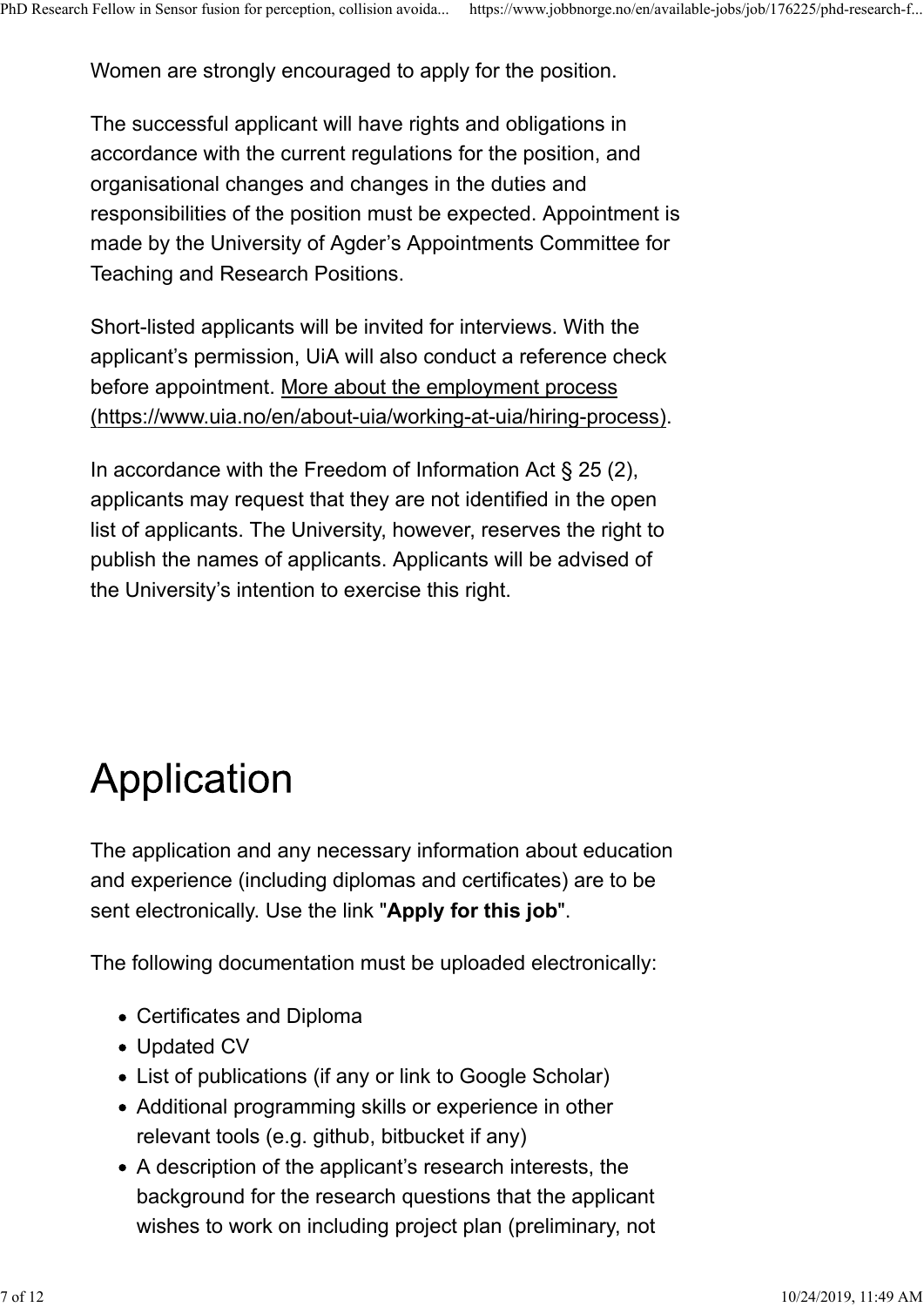Women are strongly encouraged to apply for the position.

The successful applicant will have rights and obligations in accordance with the current regulations for the position, and organisational changes and changes in the duties and responsibilities of the position must be expected. Appointment is made by the University of Agder's Appointments Committee for Teaching and Research Positions.

Short-listed applicants will be invited for interviews. With the applicant's permission, UiA will also conduct a reference check before appointment. [More about the employment process (https://www.uia.no/en/about-uia/working-at-uia/hiring-process)](https://www.uia.no/en/about-uia/working-at-uia/hiring-process).

In accordance with the Freedom of Information Act § 25 (2), applicants may request that they are not identified in the open list of applicants. The University, however, reserves the right to publish the names of applicants. Applicants will be advised of the University's intention to exercise this right.

# Application

The application and any necessary information about education and experience (including diplomas and certificates) are to be sent electronically. Use the link "**Apply for this job**".

The following documentation must be uploaded electronically:

- Certificates and Diploma
- Updated CV
- List of publications (if any or link to Google Scholar)
- Additional programming skills or experience in other relevant tools (e.g. github, bitbucket if any)
- A description of the applicant's research interests, the background for the research questions that the applicant wishes to work on including project plan (preliminary, not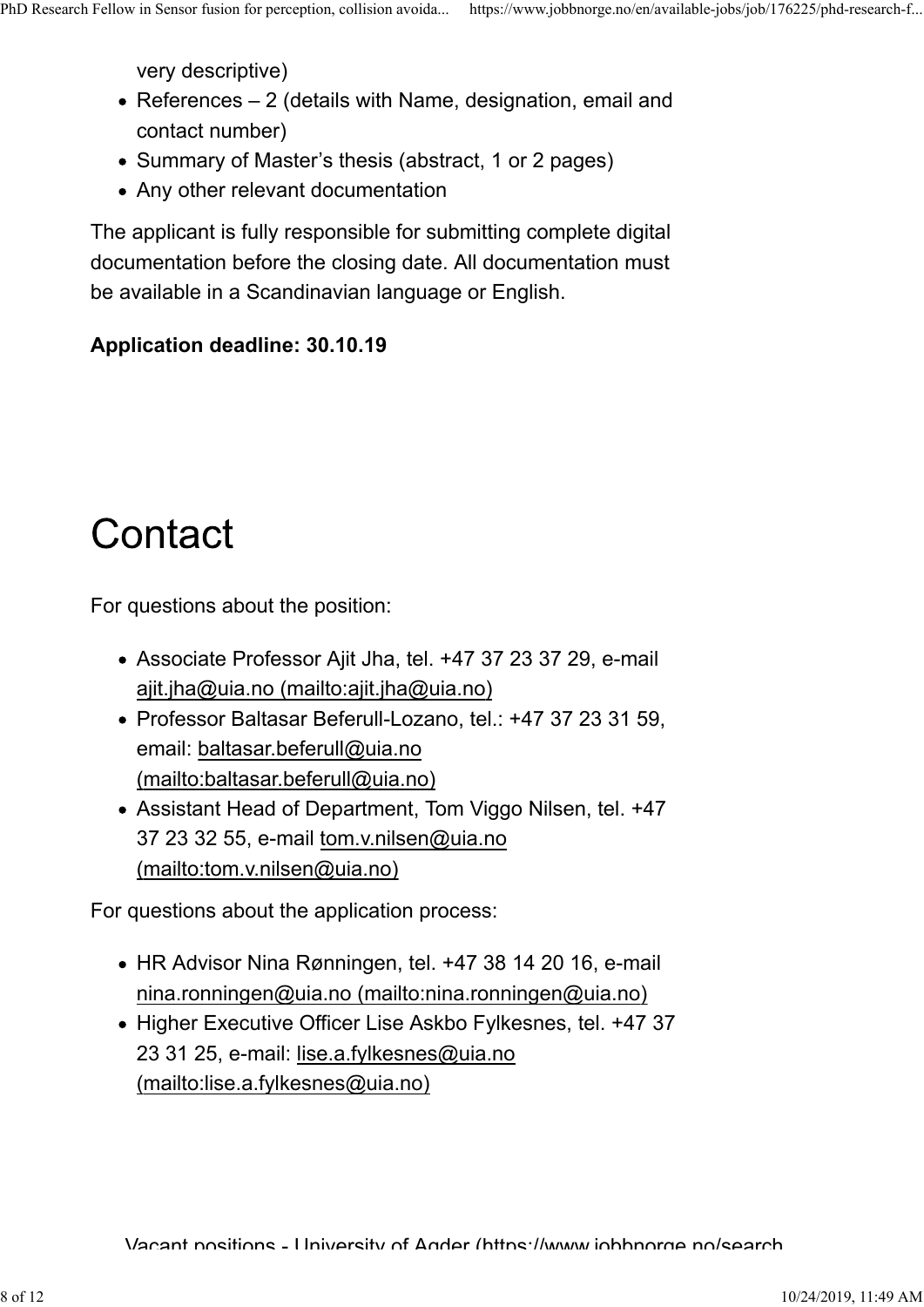very descriptive)
- References – 2 (details with Name, designation, email and contact number)
- Summary of Master's thesis (abstract, 1 or 2 pages)
- Any other relevant documentation

The applicant is fully responsible for submitting complete digital documentation before the closing date. All documentation must be available in a Scandinavian language or English.

**Application deadline: 30.10.19**

# Contact

For questions about the position:

- Associate Professor Ajit Jha, tel. +47 37 23 37 29, e-mail ajit.jha@uia.no (mailto:ajit.jha@uia.no)
- Professor Baltasar Beferull-Lozano, tel.: +47 37 23 31 59, email: baltasar.beferull@uia.no (mailto:baltasar.beferull@uia.no)
- Assistant Head of Department, Tom Viggo Nilsen, tel. +47 37 23 32 55, e-mail tom.v.nilsen@uia.no (mailto:tom.v.nilsen@uia.no)

For questions about the application process:

- HR Advisor Nina Rønningen, tel. +47 38 14 20 16, e-mail nina.ronningen@uia.no (mailto:nina.ronningen@uia.no)
- Higher Executive Officer Lise Askbo Fylkesnes, tel. +47 37 23 31 25, e-mail: lise.a.fylkesnes@uia.no (mailto:lise.a.fylkesnes@uia.no)

Vacant positions - University of Agder (https://www.jobbnorge.no/search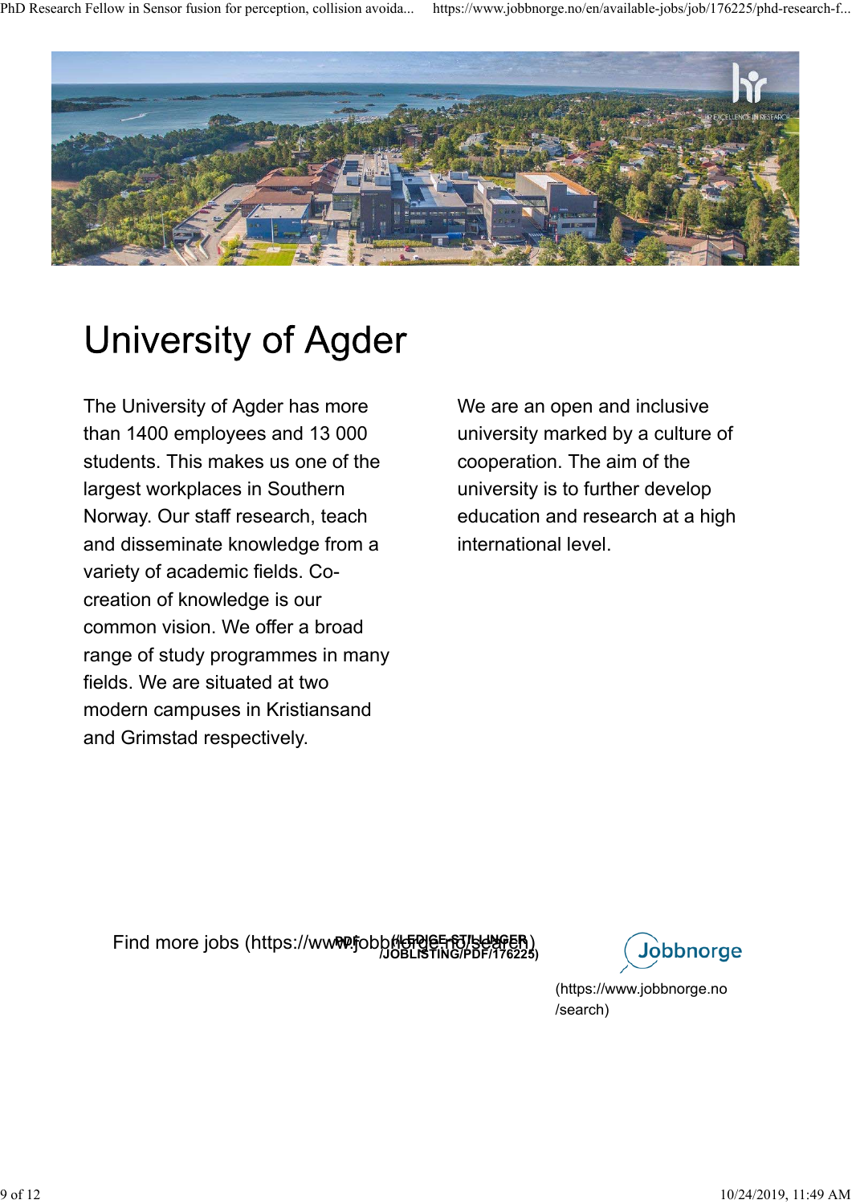# University of Agder

The University of Agder has more than 1400 employees and 13 000 students. This makes us one of the largest workplaces in Southern Norway. Our staff research, teach and disseminate knowledge from a variety of academic fields. Co-creation of knowledge is our common vision. We offer a broad range of study programmes in many fields. We are situated at two modern campuses in Kristiansand and Grimstad respectively.

We are an open and inclusive university marked by a culture of cooperation. The aim of the university is to further develop education and research at a high international level.

Find more jobs (https://www.jobbnorge.no/search)

PDF (/LEDIGE-STILLINGER/JOBLISTING/PDF/176225)

Jobbnorge (https://www.jobbnorge.no/search)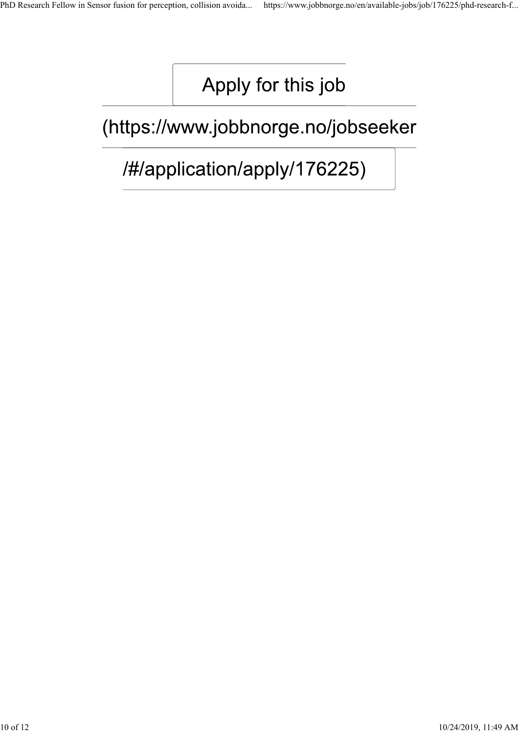Apply for this job

(https://www.jobbnorge.no/jobseeker/#/application/apply/176225)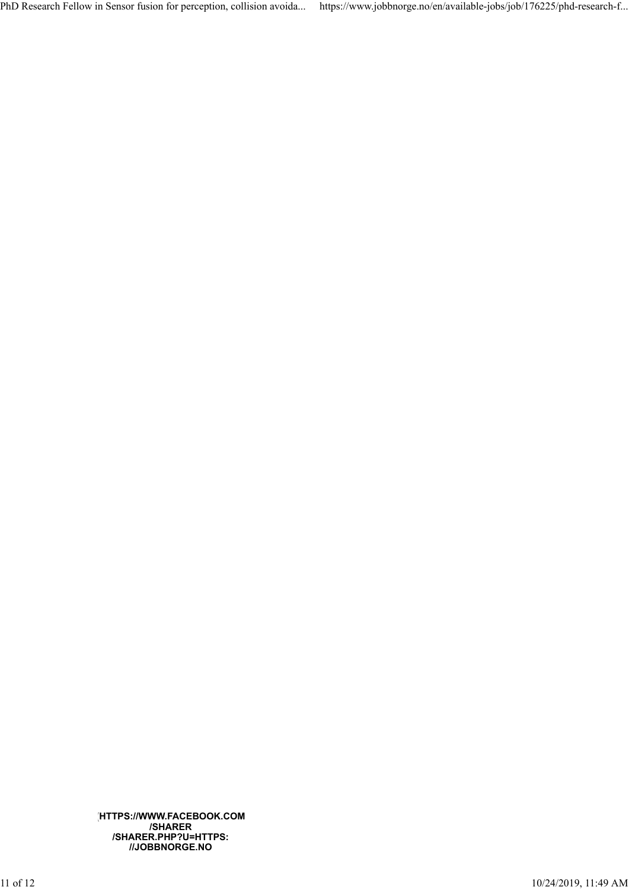HTTPS://WWW.FACEBOOK.COM
/SHARER
/SHARER.PHP?U=HTTPS:
//JOBBNORGE.NO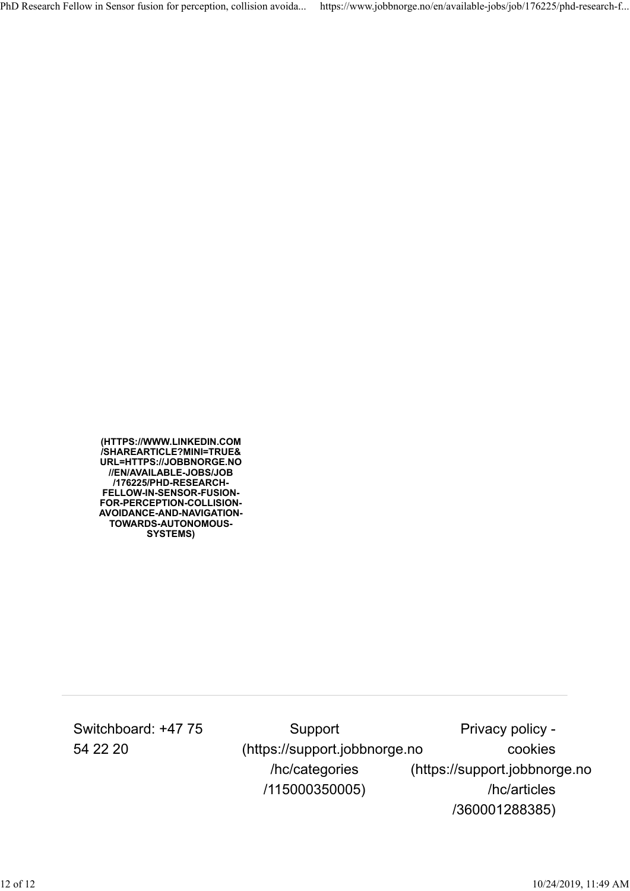(HTTPS://WWW.LINKEDIN.COM/SHAREARTICLE?MINI=TRUE&URL=HTTPS://JOBBNORGE.NO//EN/AVAILABLE-JOBS/JOB/176225/PHD-RESEARCH-FELLOW-IN-SENSOR-FUSION-FOR-PERCEPTION-COLLISION-AVOIDANCE-AND-NAVIGATION-TOWARDS-AUTONOMOUS-SYSTEMS)

Switchboard: +47 75 54 22 20

Support (https://support.jobbnorge.no/hc/categories/115000350005)

Privacy policy - cookies (https://support.jobbnorge.no/hc/articles/360001288385)